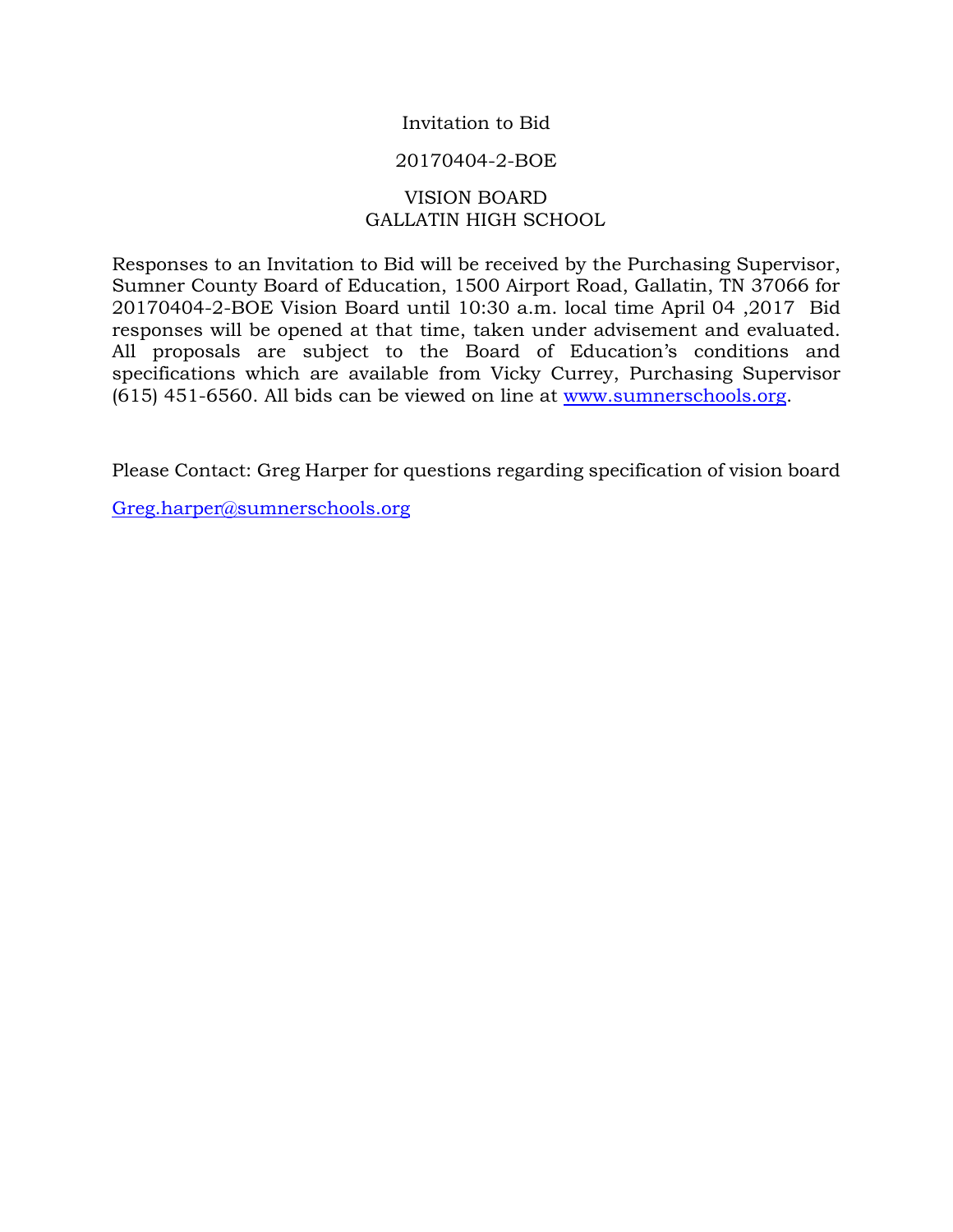# Invitation to Bid

## 20170404-2-BOE

## VISION BOARD
## GALLATIN HIGH SCHOOL

Responses to an Invitation to Bid will be received by the Purchasing Supervisor, Sumner County Board of Education, 1500 Airport Road, Gallatin, TN 37066 for 20170404-2-BOE Vision Board until 10:30 a.m. local time April 04 ,2017 Bid responses will be opened at that time, taken under advisement and evaluated. All proposals are subject to the Board of Education's conditions and specifications which are available from Vicky Currey, Purchasing Supervisor (615) 451-6560. All bids can be viewed on line at [www.sumnerschools.org](http://www.sumnerschools.org).

Please Contact: Greg Harper for questions regarding specification of vision board

[Greg.harper@sumnerschools.org](mailto:Greg.harper@sumnerschools.org)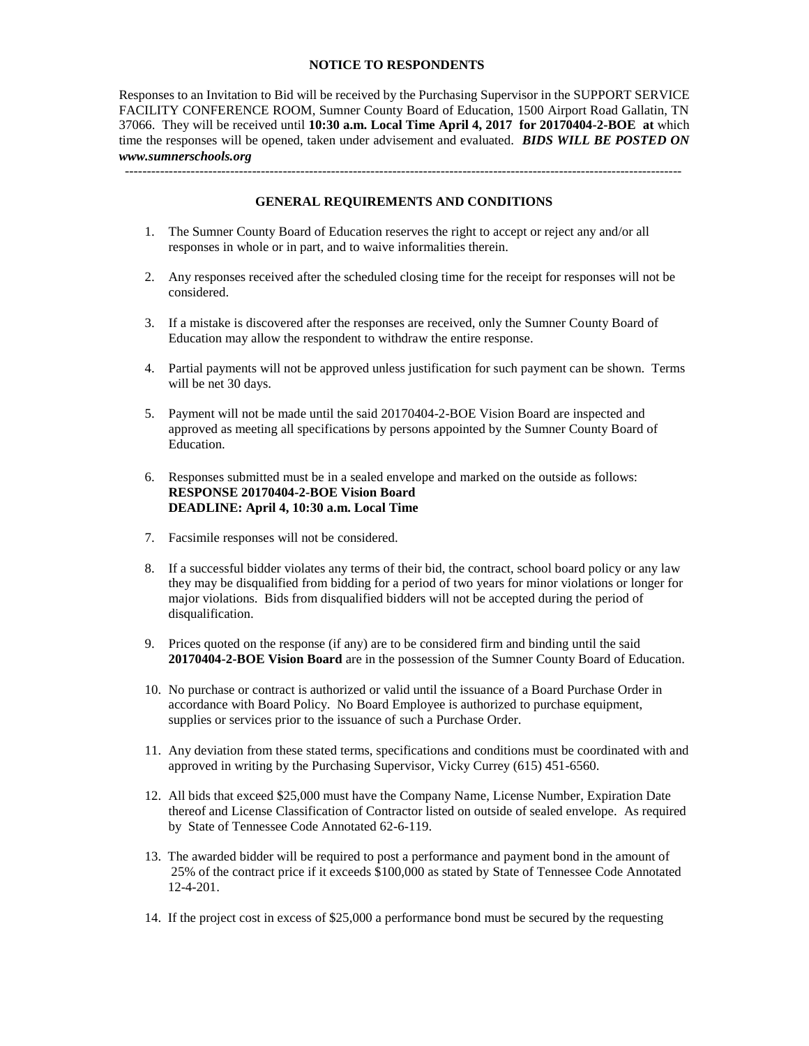## NOTICE TO RESPONDENTS

Responses to an Invitation to Bid will be received by the Purchasing Supervisor in the SUPPORT SERVICE FACILITY CONFERENCE ROOM, Sumner County Board of Education, 1500 Airport Road Gallatin, TN 37066. They will be received until **10:30 a.m. Local Time April 4, 2017 for 20170404-2-BOE at** which time the responses will be opened, taken under advisement and evaluated. ***BIDS WILL BE POSTED ON www.sumnerschools.org***

---

## GENERAL REQUIREMENTS AND CONDITIONS

1. The Sumner County Board of Education reserves the right to accept or reject any and/or all responses in whole or in part, and to waive informalities therein.

2. Any responses received after the scheduled closing time for the receipt for responses will not be considered.

3. If a mistake is discovered after the responses are received, only the Sumner County Board of Education may allow the respondent to withdraw the entire response.

4. Partial payments will not be approved unless justification for such payment can be shown. Terms will be net 30 days.

5. Payment will not be made until the said 20170404-2-BOE Vision Board are inspected and approved as meeting all specifications by persons appointed by the Sumner County Board of Education.

6. Responses submitted must be in a sealed envelope and marked on the outside as follows:
   **RESPONSE 20170404-2-BOE Vision Board**
   **DEADLINE: April 4, 10:30 a.m. Local Time**

7. Facsimile responses will not be considered.

8. If a successful bidder violates any terms of their bid, the contract, school board policy or any law they may be disqualified from bidding for a period of two years for minor violations or longer for major violations. Bids from disqualified bidders will not be accepted during the period of disqualification.

9. Prices quoted on the response (if any) are to be considered firm and binding until the said **20170404-2-BOE Vision Board** are in the possession of the Sumner County Board of Education.

10. No purchase or contract is authorized or valid until the issuance of a Board Purchase Order in accordance with Board Policy. No Board Employee is authorized to purchase equipment, supplies or services prior to the issuance of such a Purchase Order.

11. Any deviation from these stated terms, specifications and conditions must be coordinated with and approved in writing by the Purchasing Supervisor, Vicky Currey (615) 451-6560.

12. All bids that exceed $25,000 must have the Company Name, License Number, Expiration Date thereof and License Classification of Contractor listed on outside of sealed envelope. As required by State of Tennessee Code Annotated 62-6-119.

13. The awarded bidder will be required to post a performance and payment bond in the amount of 25% of the contract price if it exceeds $100,000 as stated by State of Tennessee Code Annotated 12-4-201.

14. If the project cost in excess of $25,000 a performance bond must be secured by the requesting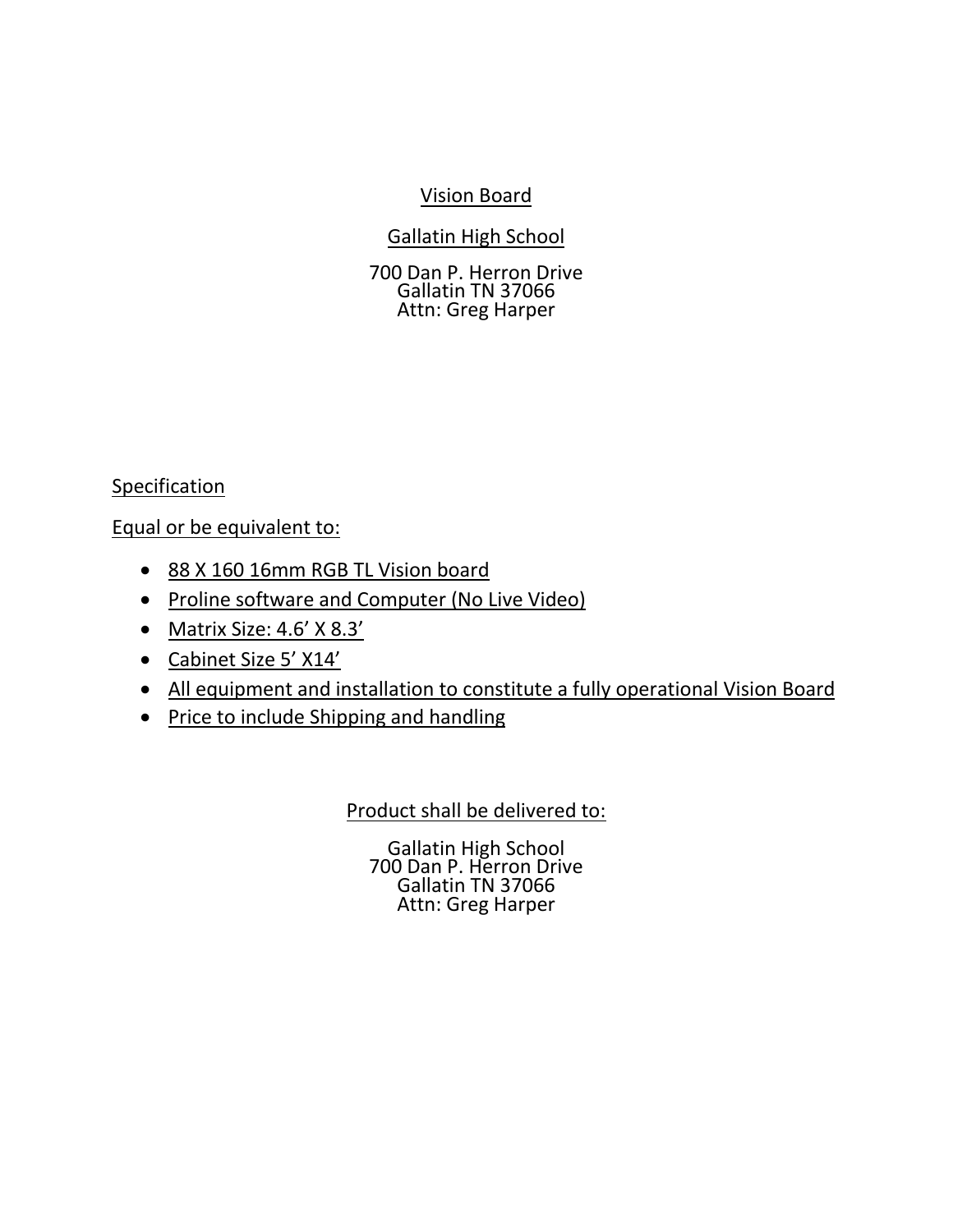Vision Board

Gallatin High School

700 Dan P. Herron Drive
Gallatin TN 37066
Attn: Greg Harper

Specification

Equal or be equivalent to:

- 88 X 160 16mm RGB TL Vision board
- Proline software and Computer (No Live Video)
- Matrix Size: 4.6' X 8.3'
- Cabinet Size 5' X14'
- All equipment and installation to constitute a fully operational Vision Board
- Price to include Shipping and handling

Product shall be delivered to:

Gallatin High School
700 Dan P. Herron Drive
Gallatin TN 37066
Attn: Greg Harper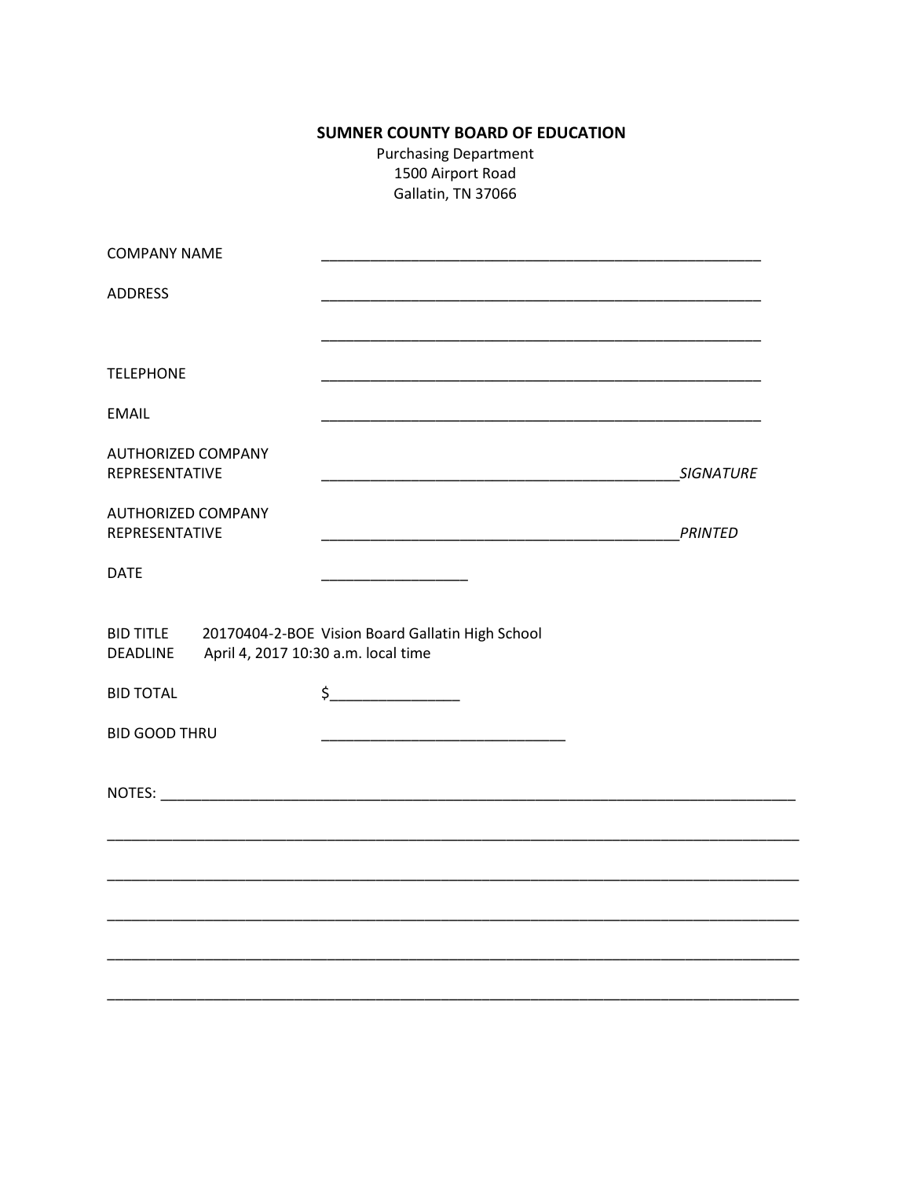**SUMNER COUNTY BOARD OF EDUCATION**

Purchasing Department
1500 Airport Road
Gallatin, TN 37066

COMPANY NAME ______________________________________________________

ADDRESS ______________________________________________________

______________________________________________________

TELEPHONE ______________________________________________________

EMAIL ______________________________________________________

AUTHORIZED COMPANY REPRESENTATIVE ____________________________________________*SIGNATURE*

AUTHORIZED COMPANY REPRESENTATIVE ____________________________________________*PRINTED*

DATE __________________

BID TITLE 20170404-2-BOE Vision Board Gallatin High School
DEADLINE April 4, 2017 10:30 a.m. local time

BID TOTAL $________________

BID GOOD THRU ______________________________

NOTES: ________________________________________________________________________________

________________________________________________________________________________________

________________________________________________________________________________________

________________________________________________________________________________________

________________________________________________________________________________________

________________________________________________________________________________________